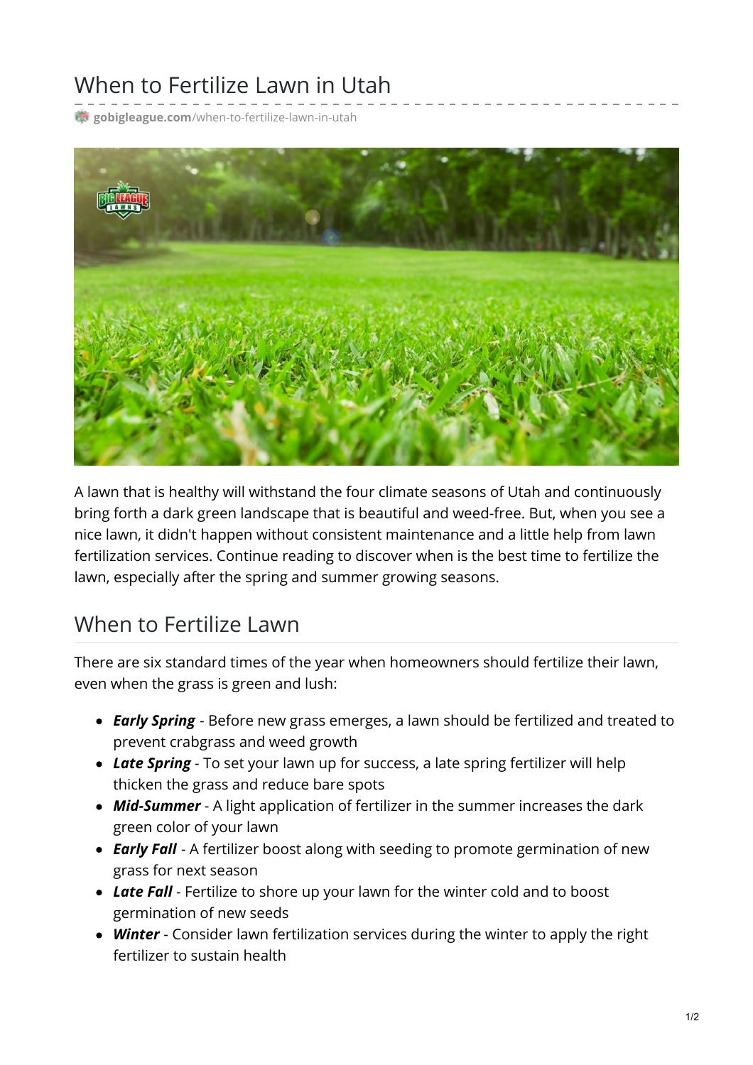# When to Fertilize Lawn in Utah

**gobigleague.com**/when-to-fertilize-lawn-in-utah

A lawn that is healthy will withstand the four climate seasons of Utah and continuously bring forth a dark green landscape that is beautiful and weed-free. But, when you see a nice lawn, it didn't happen without consistent maintenance and a little help from lawn fertilization services. Continue reading to discover when is the best time to fertilize the lawn, especially after the spring and summer growing seasons.

## When to Fertilize Lawn

There are six standard times of the year when homeowners should fertilize their lawn, even when the grass is green and lush:

- ***Early Spring*** - Before new grass emerges, a lawn should be fertilized and treated to prevent crabgrass and weed growth
- ***Late Spring*** - To set your lawn up for success, a late spring fertilizer will help thicken the grass and reduce bare spots
- ***Mid-Summer*** - A light application of fertilizer in the summer increases the dark green color of your lawn
- ***Early Fall*** - A fertilizer boost along with seeding to promote germination of new grass for next season
- ***Late Fall*** - Fertilize to shore up your lawn for the winter cold and to boost germination of new seeds
- ***Winter*** - Consider lawn fertilization services during the winter to apply the right fertilizer to sustain health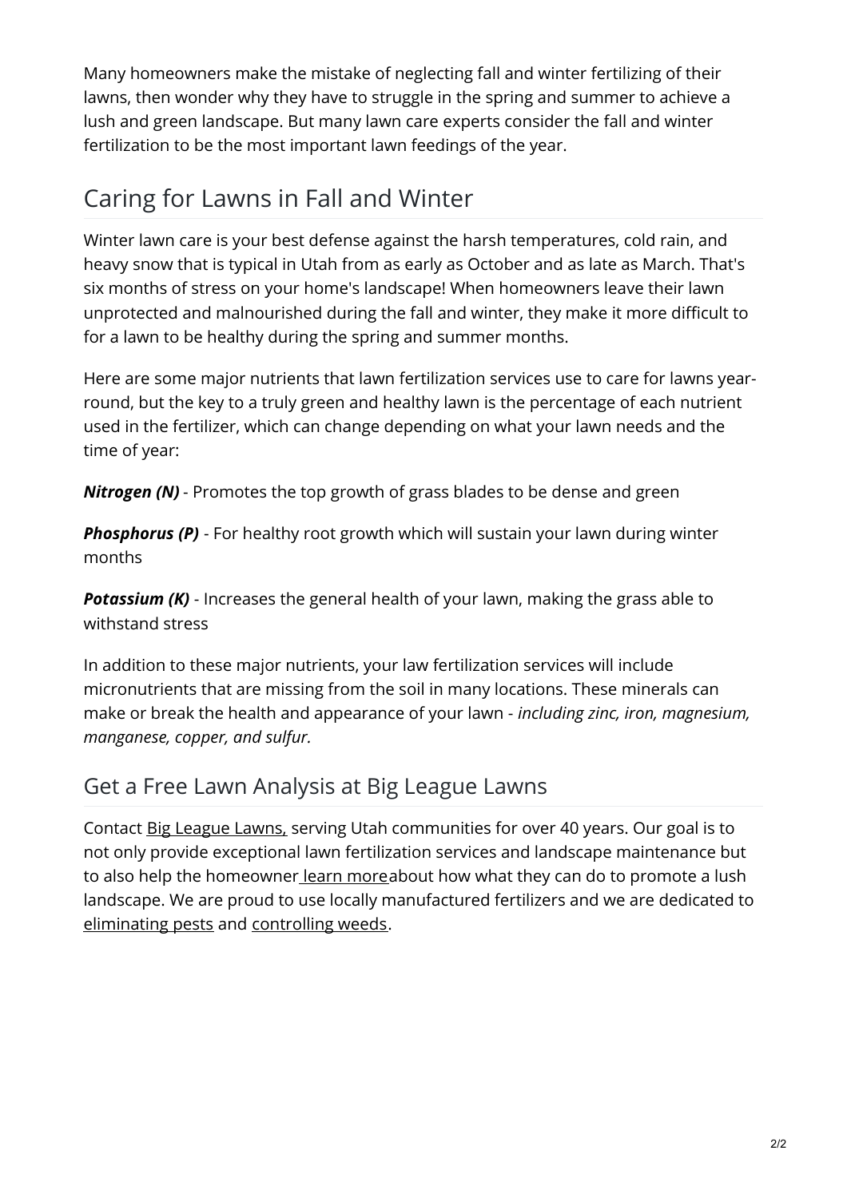Many homeowners make the mistake of neglecting fall and winter fertilizing of their lawns, then wonder why they have to struggle in the spring and summer to achieve a lush and green landscape. But many lawn care experts consider the fall and winter fertilization to be the most important lawn feedings of the year.

## Caring for Lawns in Fall and Winter

Winter lawn care is your best defense against the harsh temperatures, cold rain, and heavy snow that is typical in Utah from as early as October and as late as March. That's six months of stress on your home's landscape! When homeowners leave their lawn unprotected and malnourished during the fall and winter, they make it more difficult to for a lawn to be healthy during the spring and summer months.

Here are some major nutrients that lawn fertilization services use to care for lawns year-round, but the key to a truly green and healthy lawn is the percentage of each nutrient used in the fertilizer, which can change depending on what your lawn needs and the time of year:

***Nitrogen (N)*** - Promotes the top growth of grass blades to be dense and green

***Phosphorus (P)*** - For healthy root growth which will sustain your lawn during winter months

***Potassium (K)*** - Increases the general health of your lawn, making the grass able to withstand stress

In addition to these major nutrients, your law fertilization services will include micronutrients that are missing from the soil in many locations. These minerals can make or break the health and appearance of your lawn - *including zinc, iron, magnesium, manganese, copper, and sulfur.*

## Get a Free Lawn Analysis at Big League Lawns

Contact Big League Lawns, serving Utah communities for over 40 years. Our goal is to not only provide exceptional lawn fertilization services and landscape maintenance but to also help the homeowner learn more about how what they can do to promote a lush landscape. We are proud to use locally manufactured fertilizers and we are dedicated to eliminating pests and controlling weeds.